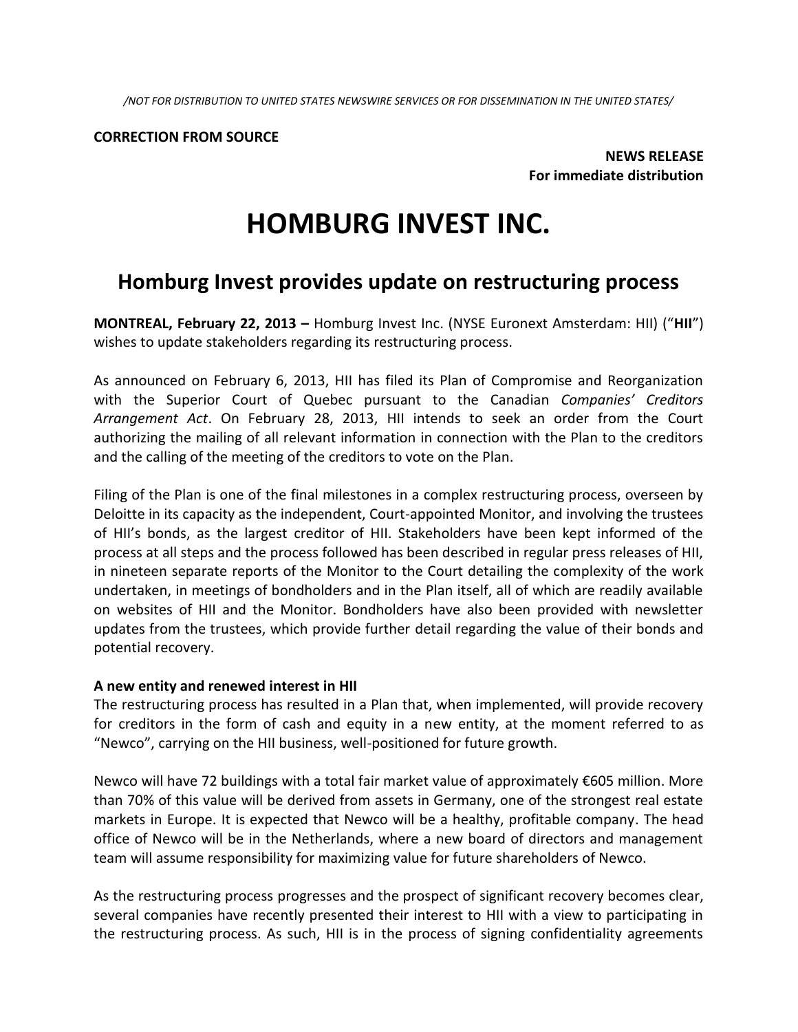*/NOT FOR DISTRIBUTION TO UNITED STATES NEWSWIRE SERVICES OR FOR DISSEMINATION IN THE UNITED STATES/*

**CORRECTION FROM SOURCE**

**NEWS RELEASE**
**For immediate distribution**

# HOMBURG INVEST INC.

## Homburg Invest provides update on restructuring process

**MONTREAL, February 22, 2013 –** Homburg Invest Inc. (NYSE Euronext Amsterdam: HII) ("**HII**") wishes to update stakeholders regarding its restructuring process.

As announced on February 6, 2013, HII has filed its Plan of Compromise and Reorganization with the Superior Court of Quebec pursuant to the Canadian *Companies' Creditors Arrangement Act*. On February 28, 2013, HII intends to seek an order from the Court authorizing the mailing of all relevant information in connection with the Plan to the creditors and the calling of the meeting of the creditors to vote on the Plan.

Filing of the Plan is one of the final milestones in a complex restructuring process, overseen by Deloitte in its capacity as the independent, Court-appointed Monitor, and involving the trustees of HII's bonds, as the largest creditor of HII. Stakeholders have been kept informed of the process at all steps and the process followed has been described in regular press releases of HII, in nineteen separate reports of the Monitor to the Court detailing the complexity of the work undertaken, in meetings of bondholders and in the Plan itself, all of which are readily available on websites of HII and the Monitor. Bondholders have also been provided with newsletter updates from the trustees, which provide further detail regarding the value of their bonds and potential recovery.

**A new entity and renewed interest in HII**

The restructuring process has resulted in a Plan that, when implemented, will provide recovery for creditors in the form of cash and equity in a new entity, at the moment referred to as "Newco", carrying on the HII business, well-positioned for future growth.

Newco will have 72 buildings with a total fair market value of approximately €605 million. More than 70% of this value will be derived from assets in Germany, one of the strongest real estate markets in Europe. It is expected that Newco will be a healthy, profitable company. The head office of Newco will be in the Netherlands, where a new board of directors and management team will assume responsibility for maximizing value for future shareholders of Newco.

As the restructuring process progresses and the prospect of significant recovery becomes clear, several companies have recently presented their interest to HII with a view to participating in the restructuring process. As such, HII is in the process of signing confidentiality agreements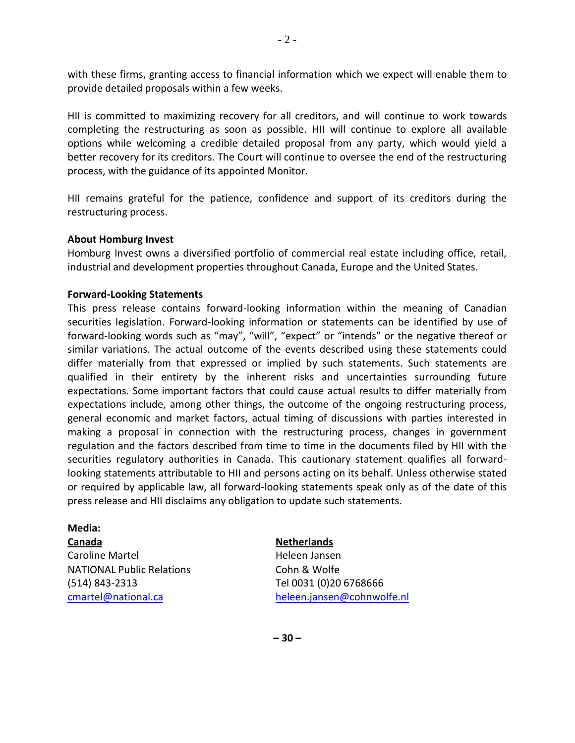with these firms, granting access to financial information which we expect will enable them to provide detailed proposals within a few weeks.

HII is committed to maximizing recovery for all creditors, and will continue to work towards completing the restructuring as soon as possible. HII will continue to explore all available options while welcoming a credible detailed proposal from any party, which would yield a better recovery for its creditors. The Court will continue to oversee the end of the restructuring process, with the guidance of its appointed Monitor.

HII remains grateful for the patience, confidence and support of its creditors during the restructuring process.

**About Homburg Invest**

Homburg Invest owns a diversified portfolio of commercial real estate including office, retail, industrial and development properties throughout Canada, Europe and the United States.

**Forward-Looking Statements**

This press release contains forward-looking information within the meaning of Canadian securities legislation. Forward-looking information or statements can be identified by use of forward-looking words such as "may", "will", "expect" or "intends" or the negative thereof or similar variations. The actual outcome of the events described using these statements could differ materially from that expressed or implied by such statements. Such statements are qualified in their entirety by the inherent risks and uncertainties surrounding future expectations. Some important factors that could cause actual results to differ materially from expectations include, among other things, the outcome of the ongoing restructuring process, general economic and market factors, actual timing of discussions with parties interested in making a proposal in connection with the restructuring process, changes in government regulation and the factors described from time to time in the documents filed by HII with the securities regulatory authorities in Canada. This cautionary statement qualifies all forward-looking statements attributable to HII and persons acting on its behalf. Unless otherwise stated or required by applicable law, all forward-looking statements speak only as of the date of this press release and HII disclaims any obligation to update such statements.

**Media:**

**Canada**
Caroline Martel
NATIONAL Public Relations
(514) 843-2313
cmartel@national.ca

**Netherlands**
Heleen Jansen
Cohn & Wolfe
Tel 0031 (0)20 6768666
heleen.jansen@cohnwolfe.nl

**– 30 –**